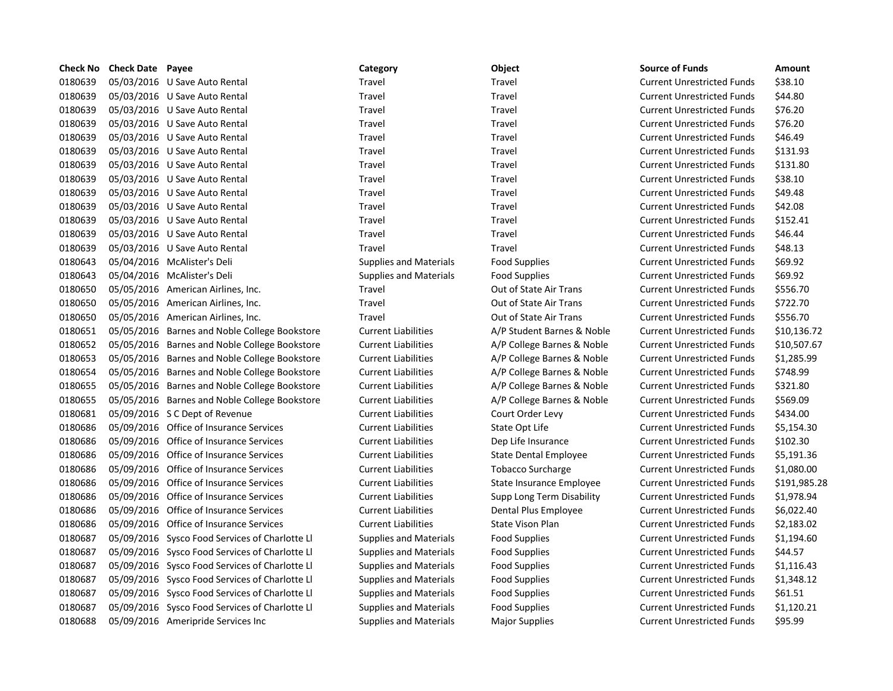| Check No | Check Date | Payee | Category | Object | Source of Funds | Amount |
|---|---|---|---|---|---|---|
| 0180639 | 05/03/2016 | U Save Auto Rental | Travel | Travel | Current Unrestricted Funds | $38.10 |
| 0180639 | 05/03/2016 | U Save Auto Rental | Travel | Travel | Current Unrestricted Funds | $44.80 |
| 0180639 | 05/03/2016 | U Save Auto Rental | Travel | Travel | Current Unrestricted Funds | $76.20 |
| 0180639 | 05/03/2016 | U Save Auto Rental | Travel | Travel | Current Unrestricted Funds | $76.20 |
| 0180639 | 05/03/2016 | U Save Auto Rental | Travel | Travel | Current Unrestricted Funds | $46.49 |
| 0180639 | 05/03/2016 | U Save Auto Rental | Travel | Travel | Current Unrestricted Funds | $131.93 |
| 0180639 | 05/03/2016 | U Save Auto Rental | Travel | Travel | Current Unrestricted Funds | $131.80 |
| 0180639 | 05/03/2016 | U Save Auto Rental | Travel | Travel | Current Unrestricted Funds | $38.10 |
| 0180639 | 05/03/2016 | U Save Auto Rental | Travel | Travel | Current Unrestricted Funds | $49.48 |
| 0180639 | 05/03/2016 | U Save Auto Rental | Travel | Travel | Current Unrestricted Funds | $42.08 |
| 0180639 | 05/03/2016 | U Save Auto Rental | Travel | Travel | Current Unrestricted Funds | $152.41 |
| 0180639 | 05/03/2016 | U Save Auto Rental | Travel | Travel | Current Unrestricted Funds | $46.44 |
| 0180639 | 05/03/2016 | U Save Auto Rental | Travel | Travel | Current Unrestricted Funds | $48.13 |
| 0180643 | 05/04/2016 | McAlister's Deli | Supplies and Materials | Food Supplies | Current Unrestricted Funds | $69.92 |
| 0180643 | 05/04/2016 | McAlister's Deli | Supplies and Materials | Food Supplies | Current Unrestricted Funds | $69.92 |
| 0180650 | 05/05/2016 | American Airlines, Inc. | Travel | Out of State Air Trans | Current Unrestricted Funds | $556.70 |
| 0180650 | 05/05/2016 | American Airlines, Inc. | Travel | Out of State Air Trans | Current Unrestricted Funds | $722.70 |
| 0180650 | 05/05/2016 | American Airlines, Inc. | Travel | Out of State Air Trans | Current Unrestricted Funds | $556.70 |
| 0180651 | 05/05/2016 | Barnes and Noble College Bookstore | Current Liabilities | A/P Student Barnes & Noble | Current Unrestricted Funds | $10,136.72 |
| 0180652 | 05/05/2016 | Barnes and Noble College Bookstore | Current Liabilities | A/P College Barnes & Noble | Current Unrestricted Funds | $10,507.67 |
| 0180653 | 05/05/2016 | Barnes and Noble College Bookstore | Current Liabilities | A/P College Barnes & Noble | Current Unrestricted Funds | $1,285.99 |
| 0180654 | 05/05/2016 | Barnes and Noble College Bookstore | Current Liabilities | A/P College Barnes & Noble | Current Unrestricted Funds | $748.99 |
| 0180655 | 05/05/2016 | Barnes and Noble College Bookstore | Current Liabilities | A/P College Barnes & Noble | Current Unrestricted Funds | $321.80 |
| 0180655 | 05/05/2016 | Barnes and Noble College Bookstore | Current Liabilities | A/P College Barnes & Noble | Current Unrestricted Funds | $569.09 |
| 0180681 | 05/09/2016 | S C Dept of Revenue | Current Liabilities | Court Order Levy | Current Unrestricted Funds | $434.00 |
| 0180686 | 05/09/2016 | Office of Insurance Services | Current Liabilities | State Opt Life | Current Unrestricted Funds | $5,154.30 |
| 0180686 | 05/09/2016 | Office of Insurance Services | Current Liabilities | Dep Life Insurance | Current Unrestricted Funds | $102.30 |
| 0180686 | 05/09/2016 | Office of Insurance Services | Current Liabilities | State Dental Employee | Current Unrestricted Funds | $5,191.36 |
| 0180686 | 05/09/2016 | Office of Insurance Services | Current Liabilities | Tobacco Surcharge | Current Unrestricted Funds | $1,080.00 |
| 0180686 | 05/09/2016 | Office of Insurance Services | Current Liabilities | State Insurance Employee | Current Unrestricted Funds | $191,985.28 |
| 0180686 | 05/09/2016 | Office of Insurance Services | Current Liabilities | Supp Long Term Disability | Current Unrestricted Funds | $1,978.94 |
| 0180686 | 05/09/2016 | Office of Insurance Services | Current Liabilities | Dental Plus Employee | Current Unrestricted Funds | $6,022.40 |
| 0180686 | 05/09/2016 | Office of Insurance Services | Current Liabilities | State Vison Plan | Current Unrestricted Funds | $2,183.02 |
| 0180687 | 05/09/2016 | Sysco Food Services of Charlotte Ll | Supplies and Materials | Food Supplies | Current Unrestricted Funds | $1,194.60 |
| 0180687 | 05/09/2016 | Sysco Food Services of Charlotte Ll | Supplies and Materials | Food Supplies | Current Unrestricted Funds | $44.57 |
| 0180687 | 05/09/2016 | Sysco Food Services of Charlotte Ll | Supplies and Materials | Food Supplies | Current Unrestricted Funds | $1,116.43 |
| 0180687 | 05/09/2016 | Sysco Food Services of Charlotte Ll | Supplies and Materials | Food Supplies | Current Unrestricted Funds | $1,348.12 |
| 0180687 | 05/09/2016 | Sysco Food Services of Charlotte Ll | Supplies and Materials | Food Supplies | Current Unrestricted Funds | $61.51 |
| 0180687 | 05/09/2016 | Sysco Food Services of Charlotte Ll | Supplies and Materials | Food Supplies | Current Unrestricted Funds | $1,120.21 |
| 0180688 | 05/09/2016 | Ameripride Services Inc | Supplies and Materials | Major Supplies | Current Unrestricted Funds | $95.99 |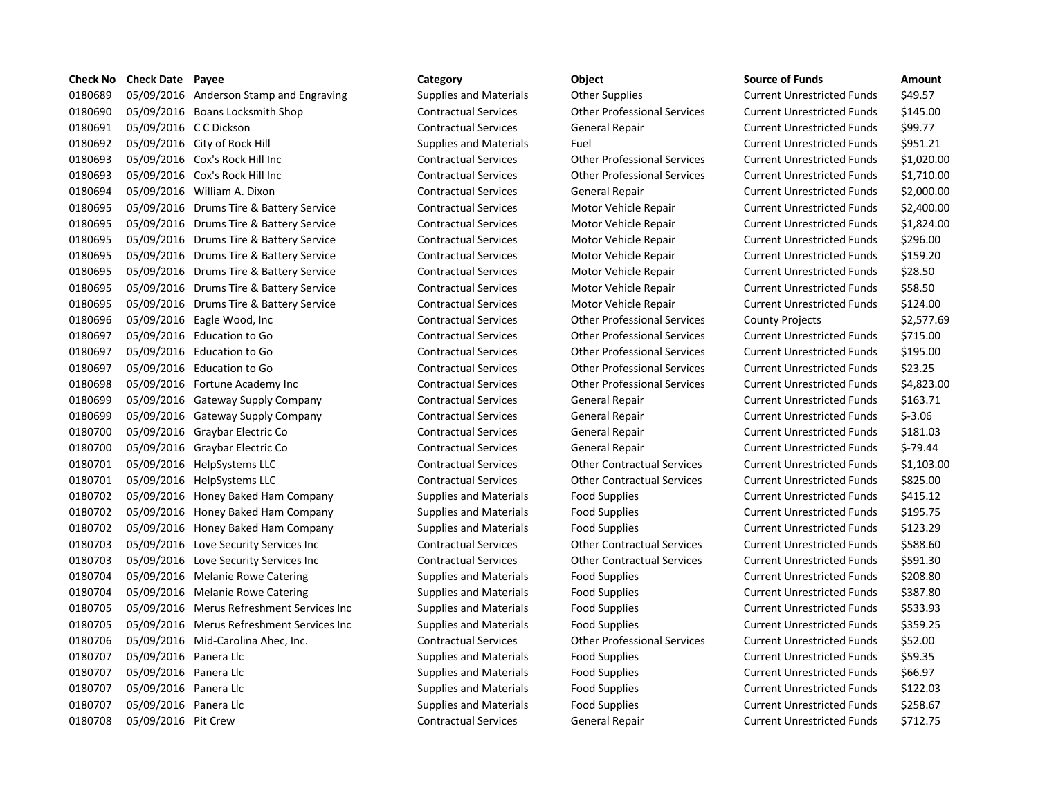| Check No | Check Date | Payee | Category | Object | Source of Funds | Amount |
|---|---|---|---|---|---|---|
| 0180689 | 05/09/2016 | Anderson Stamp and Engraving | Supplies and Materials | Other Supplies | Current Unrestricted Funds | $49.57 |
| 0180690 | 05/09/2016 | Boans Locksmith Shop | Contractual Services | Other Professional Services | Current Unrestricted Funds | $145.00 |
| 0180691 | 05/09/2016 | C C Dickson | Contractual Services | General Repair | Current Unrestricted Funds | $99.77 |
| 0180692 | 05/09/2016 | City of Rock Hill | Supplies and Materials | Fuel | Current Unrestricted Funds | $951.21 |
| 0180693 | 05/09/2016 | Cox's Rock Hill Inc | Contractual Services | Other Professional Services | Current Unrestricted Funds | $1,020.00 |
| 0180693 | 05/09/2016 | Cox's Rock Hill Inc | Contractual Services | Other Professional Services | Current Unrestricted Funds | $1,710.00 |
| 0180694 | 05/09/2016 | William A. Dixon | Contractual Services | General Repair | Current Unrestricted Funds | $2,000.00 |
| 0180695 | 05/09/2016 | Drums Tire & Battery Service | Contractual Services | Motor Vehicle Repair | Current Unrestricted Funds | $2,400.00 |
| 0180695 | 05/09/2016 | Drums Tire & Battery Service | Contractual Services | Motor Vehicle Repair | Current Unrestricted Funds | $1,824.00 |
| 0180695 | 05/09/2016 | Drums Tire & Battery Service | Contractual Services | Motor Vehicle Repair | Current Unrestricted Funds | $296.00 |
| 0180695 | 05/09/2016 | Drums Tire & Battery Service | Contractual Services | Motor Vehicle Repair | Current Unrestricted Funds | $159.20 |
| 0180695 | 05/09/2016 | Drums Tire & Battery Service | Contractual Services | Motor Vehicle Repair | Current Unrestricted Funds | $28.50 |
| 0180695 | 05/09/2016 | Drums Tire & Battery Service | Contractual Services | Motor Vehicle Repair | Current Unrestricted Funds | $58.50 |
| 0180695 | 05/09/2016 | Drums Tire & Battery Service | Contractual Services | Motor Vehicle Repair | Current Unrestricted Funds | $124.00 |
| 0180696 | 05/09/2016 | Eagle Wood, Inc | Contractual Services | Other Professional Services | County Projects | $2,577.69 |
| 0180697 | 05/09/2016 | Education to Go | Contractual Services | Other Professional Services | Current Unrestricted Funds | $715.00 |
| 0180697 | 05/09/2016 | Education to Go | Contractual Services | Other Professional Services | Current Unrestricted Funds | $195.00 |
| 0180697 | 05/09/2016 | Education to Go | Contractual Services | Other Professional Services | Current Unrestricted Funds | $23.25 |
| 0180698 | 05/09/2016 | Fortune Academy Inc | Contractual Services | Other Professional Services | Current Unrestricted Funds | $4,823.00 |
| 0180699 | 05/09/2016 | Gateway Supply Company | Contractual Services | General Repair | Current Unrestricted Funds | $163.71 |
| 0180699 | 05/09/2016 | Gateway Supply Company | Contractual Services | General Repair | Current Unrestricted Funds | $-3.06 |
| 0180700 | 05/09/2016 | Graybar Electric Co | Contractual Services | General Repair | Current Unrestricted Funds | $181.03 |
| 0180700 | 05/09/2016 | Graybar Electric Co | Contractual Services | General Repair | Current Unrestricted Funds | $-79.44 |
| 0180701 | 05/09/2016 | HelpSystems LLC | Contractual Services | Other Contractual Services | Current Unrestricted Funds | $1,103.00 |
| 0180701 | 05/09/2016 | HelpSystems LLC | Contractual Services | Other Contractual Services | Current Unrestricted Funds | $825.00 |
| 0180702 | 05/09/2016 | Honey Baked Ham Company | Supplies and Materials | Food Supplies | Current Unrestricted Funds | $415.12 |
| 0180702 | 05/09/2016 | Honey Baked Ham Company | Supplies and Materials | Food Supplies | Current Unrestricted Funds | $195.75 |
| 0180702 | 05/09/2016 | Honey Baked Ham Company | Supplies and Materials | Food Supplies | Current Unrestricted Funds | $123.29 |
| 0180703 | 05/09/2016 | Love Security Services Inc | Contractual Services | Other Contractual Services | Current Unrestricted Funds | $588.60 |
| 0180703 | 05/09/2016 | Love Security Services Inc | Contractual Services | Other Contractual Services | Current Unrestricted Funds | $591.30 |
| 0180704 | 05/09/2016 | Melanie Rowe Catering | Supplies and Materials | Food Supplies | Current Unrestricted Funds | $208.80 |
| 0180704 | 05/09/2016 | Melanie Rowe Catering | Supplies and Materials | Food Supplies | Current Unrestricted Funds | $387.80 |
| 0180705 | 05/09/2016 | Merus Refreshment Services Inc | Supplies and Materials | Food Supplies | Current Unrestricted Funds | $533.93 |
| 0180705 | 05/09/2016 | Merus Refreshment Services Inc | Supplies and Materials | Food Supplies | Current Unrestricted Funds | $359.25 |
| 0180706 | 05/09/2016 | Mid-Carolina Ahec, Inc. | Contractual Services | Other Professional Services | Current Unrestricted Funds | $52.00 |
| 0180707 | 05/09/2016 | Panera Llc | Supplies and Materials | Food Supplies | Current Unrestricted Funds | $59.35 |
| 0180707 | 05/09/2016 | Panera Llc | Supplies and Materials | Food Supplies | Current Unrestricted Funds | $66.97 |
| 0180707 | 05/09/2016 | Panera Llc | Supplies and Materials | Food Supplies | Current Unrestricted Funds | $122.03 |
| 0180707 | 05/09/2016 | Panera Llc | Supplies and Materials | Food Supplies | Current Unrestricted Funds | $258.67 |
| 0180708 | 05/09/2016 | Pit Crew | Contractual Services | General Repair | Current Unrestricted Funds | $712.75 |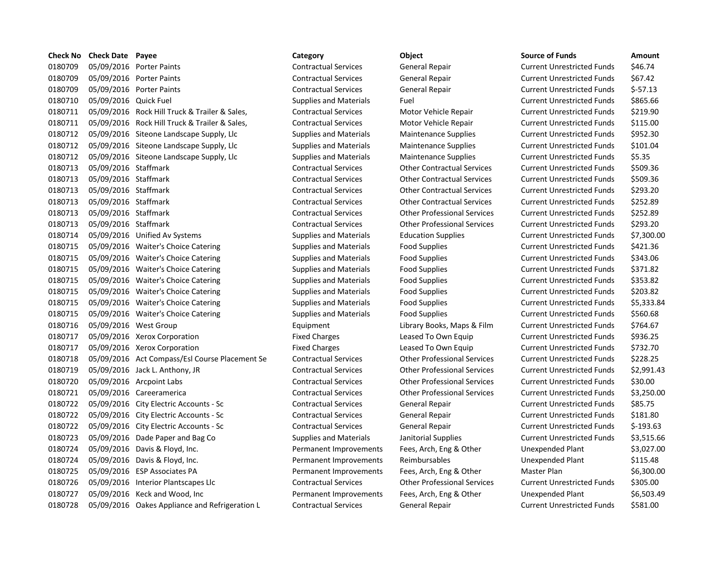| Check No | Check Date | Payee | Category | Object | Source of Funds | Amount |
|---|---|---|---|---|---|---|
| 0180709 | 05/09/2016 | Porter Paints | Contractual Services | General Repair | Current Unrestricted Funds | $46.74 |
| 0180709 | 05/09/2016 | Porter Paints | Contractual Services | General Repair | Current Unrestricted Funds | $67.42 |
| 0180709 | 05/09/2016 | Porter Paints | Contractual Services | General Repair | Current Unrestricted Funds | $-57.13 |
| 0180710 | 05/09/2016 | Quick Fuel | Supplies and Materials | Fuel | Current Unrestricted Funds | $865.66 |
| 0180711 | 05/09/2016 | Rock Hill Truck & Trailer & Sales, | Contractual Services | Motor Vehicle Repair | Current Unrestricted Funds | $219.90 |
| 0180711 | 05/09/2016 | Rock Hill Truck & Trailer & Sales, | Contractual Services | Motor Vehicle Repair | Current Unrestricted Funds | $115.00 |
| 0180712 | 05/09/2016 | Siteone Landscape Supply, Llc | Supplies and Materials | Maintenance Supplies | Current Unrestricted Funds | $952.30 |
| 0180712 | 05/09/2016 | Siteone Landscape Supply, Llc | Supplies and Materials | Maintenance Supplies | Current Unrestricted Funds | $101.04 |
| 0180712 | 05/09/2016 | Siteone Landscape Supply, Llc | Supplies and Materials | Maintenance Supplies | Current Unrestricted Funds | $5.35 |
| 0180713 | 05/09/2016 | Staffmark | Contractual Services | Other Contractual Services | Current Unrestricted Funds | $509.36 |
| 0180713 | 05/09/2016 | Staffmark | Contractual Services | Other Contractual Services | Current Unrestricted Funds | $509.36 |
| 0180713 | 05/09/2016 | Staffmark | Contractual Services | Other Contractual Services | Current Unrestricted Funds | $293.20 |
| 0180713 | 05/09/2016 | Staffmark | Contractual Services | Other Contractual Services | Current Unrestricted Funds | $252.89 |
| 0180713 | 05/09/2016 | Staffmark | Contractual Services | Other Professional Services | Current Unrestricted Funds | $252.89 |
| 0180713 | 05/09/2016 | Staffmark | Contractual Services | Other Professional Services | Current Unrestricted Funds | $293.20 |
| 0180714 | 05/09/2016 | Unified Av Systems | Supplies and Materials | Education Supplies | Current Unrestricted Funds | $7,300.00 |
| 0180715 | 05/09/2016 | Waiter's Choice Catering | Supplies and Materials | Food Supplies | Current Unrestricted Funds | $421.36 |
| 0180715 | 05/09/2016 | Waiter's Choice Catering | Supplies and Materials | Food Supplies | Current Unrestricted Funds | $343.06 |
| 0180715 | 05/09/2016 | Waiter's Choice Catering | Supplies and Materials | Food Supplies | Current Unrestricted Funds | $371.82 |
| 0180715 | 05/09/2016 | Waiter's Choice Catering | Supplies and Materials | Food Supplies | Current Unrestricted Funds | $353.82 |
| 0180715 | 05/09/2016 | Waiter's Choice Catering | Supplies and Materials | Food Supplies | Current Unrestricted Funds | $203.82 |
| 0180715 | 05/09/2016 | Waiter's Choice Catering | Supplies and Materials | Food Supplies | Current Unrestricted Funds | $5,333.84 |
| 0180715 | 05/09/2016 | Waiter's Choice Catering | Supplies and Materials | Food Supplies | Current Unrestricted Funds | $560.68 |
| 0180716 | 05/09/2016 | West Group | Equipment | Library Books, Maps & Film | Current Unrestricted Funds | $764.67 |
| 0180717 | 05/09/2016 | Xerox Corporation | Fixed Charges | Leased To Own Equip | Current Unrestricted Funds | $936.25 |
| 0180717 | 05/09/2016 | Xerox Corporation | Fixed Charges | Leased To Own Equip | Current Unrestricted Funds | $732.70 |
| 0180718 | 05/09/2016 | Act Compass/Esl Course Placement Se | Contractual Services | Other Professional Services | Current Unrestricted Funds | $228.25 |
| 0180719 | 05/09/2016 | Jack L. Anthony, JR | Contractual Services | Other Professional Services | Current Unrestricted Funds | $2,991.43 |
| 0180720 | 05/09/2016 | Arcpoint Labs | Contractual Services | Other Professional Services | Current Unrestricted Funds | $30.00 |
| 0180721 | 05/09/2016 | Careeramerica | Contractual Services | Other Professional Services | Current Unrestricted Funds | $3,250.00 |
| 0180722 | 05/09/2016 | City Electric Accounts - Sc | Contractual Services | General Repair | Current Unrestricted Funds | $85.75 |
| 0180722 | 05/09/2016 | City Electric Accounts - Sc | Contractual Services | General Repair | Current Unrestricted Funds | $181.80 |
| 0180722 | 05/09/2016 | City Electric Accounts - Sc | Contractual Services | General Repair | Current Unrestricted Funds | $-193.63 |
| 0180723 | 05/09/2016 | Dade Paper and Bag Co | Supplies and Materials | Janitorial Supplies | Current Unrestricted Funds | $3,515.66 |
| 0180724 | 05/09/2016 | Davis & Floyd, Inc. | Permanent Improvements | Fees, Arch, Eng & Other | Unexpended Plant | $3,027.00 |
| 0180724 | 05/09/2016 | Davis & Floyd, Inc. | Permanent Improvements | Reimbursables | Unexpended Plant | $115.48 |
| 0180725 | 05/09/2016 | ESP Associates PA | Permanent Improvements | Fees, Arch, Eng & Other | Master Plan | $6,300.00 |
| 0180726 | 05/09/2016 | Interior Plantscapes Llc | Contractual Services | Other Professional Services | Current Unrestricted Funds | $305.00 |
| 0180727 | 05/09/2016 | Keck and Wood, Inc | Permanent Improvements | Fees, Arch, Eng & Other | Unexpended Plant | $6,503.49 |
| 0180728 | 05/09/2016 | Oakes Appliance and Refrigeration L | Contractual Services | General Repair | Current Unrestricted Funds | $581.00 |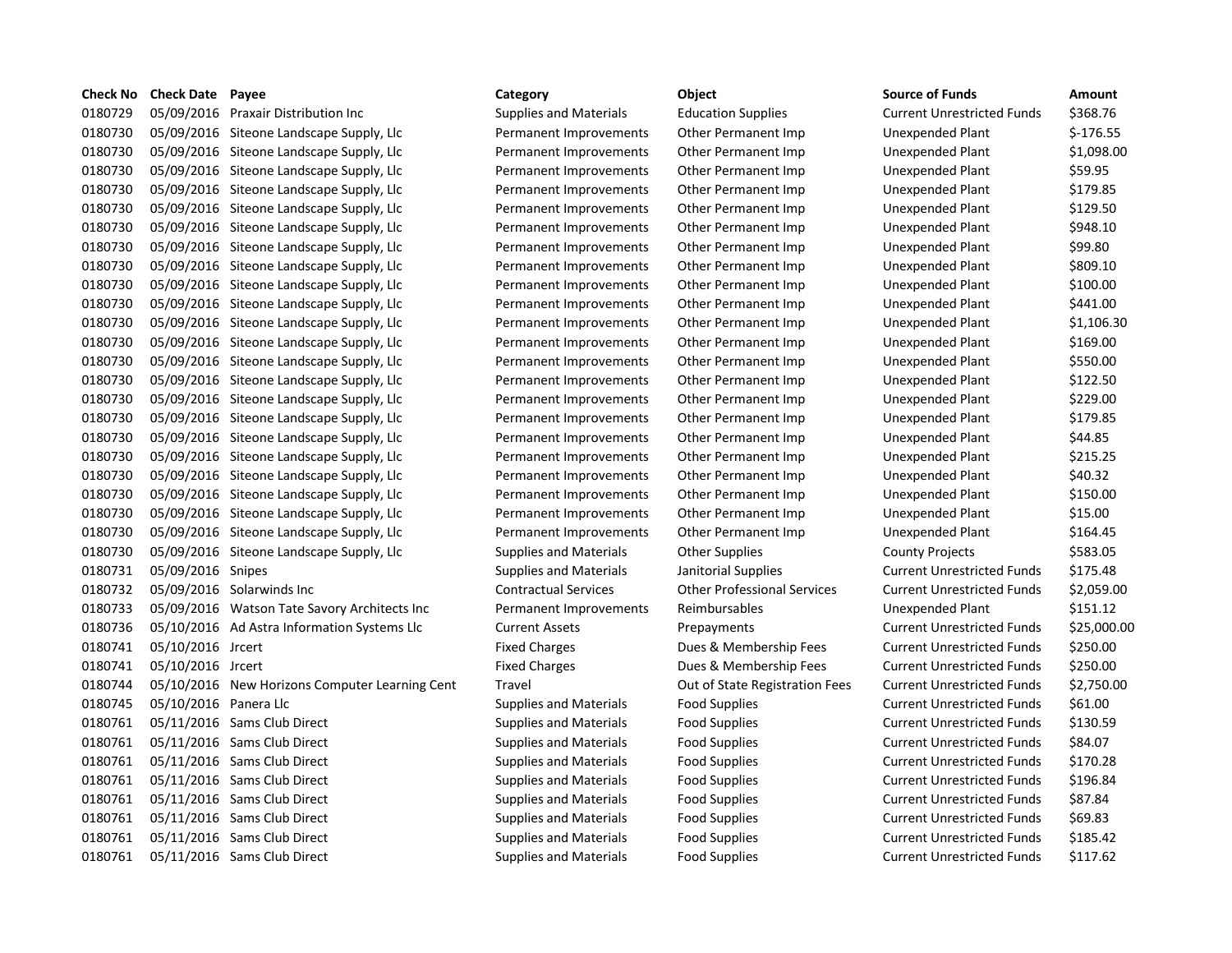| Check No | Check Date | Payee | Category | Object | Source of Funds | Amount |
|---|---|---|---|---|---|---|
| 0180729 | 05/09/2016 | Praxair Distribution Inc | Supplies and Materials | Education Supplies | Current Unrestricted Funds | $368.76 |
| 0180730 | 05/09/2016 | Siteone Landscape Supply, Llc | Permanent Improvements | Other Permanent Imp | Unexpended Plant | $-176.55 |
| 0180730 | 05/09/2016 | Siteone Landscape Supply, Llc | Permanent Improvements | Other Permanent Imp | Unexpended Plant | $1,098.00 |
| 0180730 | 05/09/2016 | Siteone Landscape Supply, Llc | Permanent Improvements | Other Permanent Imp | Unexpended Plant | $59.95 |
| 0180730 | 05/09/2016 | Siteone Landscape Supply, Llc | Permanent Improvements | Other Permanent Imp | Unexpended Plant | $179.85 |
| 0180730 | 05/09/2016 | Siteone Landscape Supply, Llc | Permanent Improvements | Other Permanent Imp | Unexpended Plant | $129.50 |
| 0180730 | 05/09/2016 | Siteone Landscape Supply, Llc | Permanent Improvements | Other Permanent Imp | Unexpended Plant | $948.10 |
| 0180730 | 05/09/2016 | Siteone Landscape Supply, Llc | Permanent Improvements | Other Permanent Imp | Unexpended Plant | $99.80 |
| 0180730 | 05/09/2016 | Siteone Landscape Supply, Llc | Permanent Improvements | Other Permanent Imp | Unexpended Plant | $809.10 |
| 0180730 | 05/09/2016 | Siteone Landscape Supply, Llc | Permanent Improvements | Other Permanent Imp | Unexpended Plant | $100.00 |
| 0180730 | 05/09/2016 | Siteone Landscape Supply, Llc | Permanent Improvements | Other Permanent Imp | Unexpended Plant | $441.00 |
| 0180730 | 05/09/2016 | Siteone Landscape Supply, Llc | Permanent Improvements | Other Permanent Imp | Unexpended Plant | $1,106.30 |
| 0180730 | 05/09/2016 | Siteone Landscape Supply, Llc | Permanent Improvements | Other Permanent Imp | Unexpended Plant | $169.00 |
| 0180730 | 05/09/2016 | Siteone Landscape Supply, Llc | Permanent Improvements | Other Permanent Imp | Unexpended Plant | $550.00 |
| 0180730 | 05/09/2016 | Siteone Landscape Supply, Llc | Permanent Improvements | Other Permanent Imp | Unexpended Plant | $122.50 |
| 0180730 | 05/09/2016 | Siteone Landscape Supply, Llc | Permanent Improvements | Other Permanent Imp | Unexpended Plant | $229.00 |
| 0180730 | 05/09/2016 | Siteone Landscape Supply, Llc | Permanent Improvements | Other Permanent Imp | Unexpended Plant | $179.85 |
| 0180730 | 05/09/2016 | Siteone Landscape Supply, Llc | Permanent Improvements | Other Permanent Imp | Unexpended Plant | $44.85 |
| 0180730 | 05/09/2016 | Siteone Landscape Supply, Llc | Permanent Improvements | Other Permanent Imp | Unexpended Plant | $215.25 |
| 0180730 | 05/09/2016 | Siteone Landscape Supply, Llc | Permanent Improvements | Other Permanent Imp | Unexpended Plant | $40.32 |
| 0180730 | 05/09/2016 | Siteone Landscape Supply, Llc | Permanent Improvements | Other Permanent Imp | Unexpended Plant | $150.00 |
| 0180730 | 05/09/2016 | Siteone Landscape Supply, Llc | Permanent Improvements | Other Permanent Imp | Unexpended Plant | $15.00 |
| 0180730 | 05/09/2016 | Siteone Landscape Supply, Llc | Permanent Improvements | Other Permanent Imp | Unexpended Plant | $164.45 |
| 0180730 | 05/09/2016 | Siteone Landscape Supply, Llc | Supplies and Materials | Other Supplies | County Projects | $583.05 |
| 0180731 | 05/09/2016 | Snipes | Supplies and Materials | Janitorial Supplies | Current Unrestricted Funds | $175.48 |
| 0180732 | 05/09/2016 | Solarwinds Inc | Contractual Services | Other Professional Services | Current Unrestricted Funds | $2,059.00 |
| 0180733 | 05/09/2016 | Watson Tate Savory Architects Inc | Permanent Improvements | Reimbursables | Unexpended Plant | $151.12 |
| 0180736 | 05/10/2016 | Ad Astra Information Systems Llc | Current Assets | Prepayments | Current Unrestricted Funds | $25,000.00 |
| 0180741 | 05/10/2016 | Jrcert | Fixed Charges | Dues & Membership Fees | Current Unrestricted Funds | $250.00 |
| 0180741 | 05/10/2016 | Jrcert | Fixed Charges | Dues & Membership Fees | Current Unrestricted Funds | $250.00 |
| 0180744 | 05/10/2016 | New Horizons Computer Learning Cent | Travel | Out of State Registration Fees | Current Unrestricted Funds | $2,750.00 |
| 0180745 | 05/10/2016 | Panera Llc | Supplies and Materials | Food Supplies | Current Unrestricted Funds | $61.00 |
| 0180761 | 05/11/2016 | Sams Club Direct | Supplies and Materials | Food Supplies | Current Unrestricted Funds | $130.59 |
| 0180761 | 05/11/2016 | Sams Club Direct | Supplies and Materials | Food Supplies | Current Unrestricted Funds | $84.07 |
| 0180761 | 05/11/2016 | Sams Club Direct | Supplies and Materials | Food Supplies | Current Unrestricted Funds | $170.28 |
| 0180761 | 05/11/2016 | Sams Club Direct | Supplies and Materials | Food Supplies | Current Unrestricted Funds | $196.84 |
| 0180761 | 05/11/2016 | Sams Club Direct | Supplies and Materials | Food Supplies | Current Unrestricted Funds | $87.84 |
| 0180761 | 05/11/2016 | Sams Club Direct | Supplies and Materials | Food Supplies | Current Unrestricted Funds | $69.83 |
| 0180761 | 05/11/2016 | Sams Club Direct | Supplies and Materials | Food Supplies | Current Unrestricted Funds | $185.42 |
| 0180761 | 05/11/2016 | Sams Club Direct | Supplies and Materials | Food Supplies | Current Unrestricted Funds | $117.62 |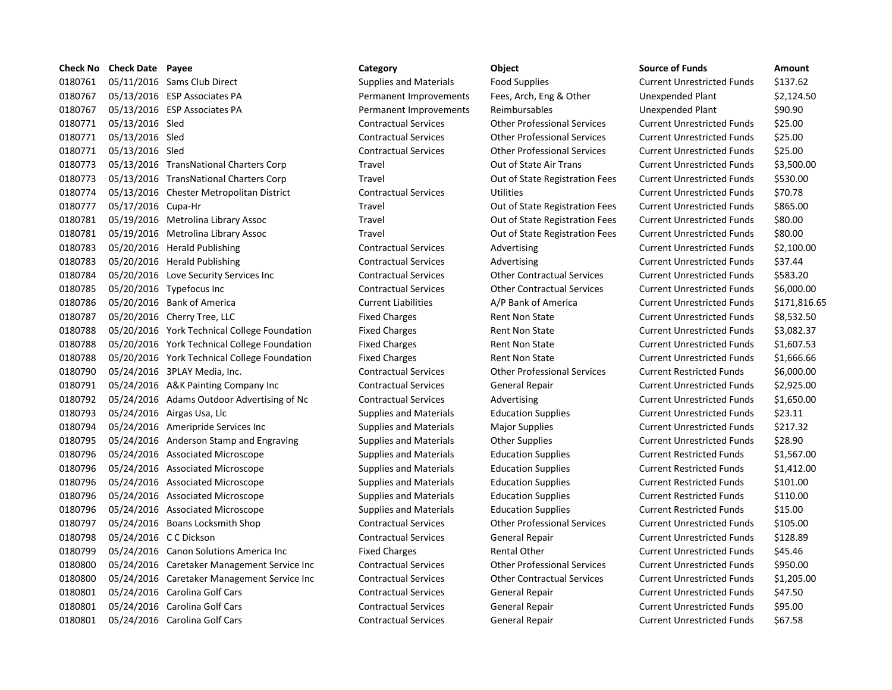| Check No | Check Date | Payee | Category | Object | Source of Funds | Amount |
|---|---|---|---|---|---|---|
| 0180761 | 05/11/2016 | Sams Club Direct | Supplies and Materials | Food Supplies | Current Unrestricted Funds | $137.62 |
| 0180767 | 05/13/2016 | ESP Associates PA | Permanent Improvements | Fees, Arch, Eng & Other | Unexpended Plant | $2,124.50 |
| 0180767 | 05/13/2016 | ESP Associates PA | Permanent Improvements | Reimbursables | Unexpended Plant | $90.90 |
| 0180771 | 05/13/2016 | Sled | Contractual Services | Other Professional Services | Current Unrestricted Funds | $25.00 |
| 0180771 | 05/13/2016 | Sled | Contractual Services | Other Professional Services | Current Unrestricted Funds | $25.00 |
| 0180771 | 05/13/2016 | Sled | Contractual Services | Other Professional Services | Current Unrestricted Funds | $25.00 |
| 0180773 | 05/13/2016 | TransNational Charters Corp | Travel | Out of State Air Trans | Current Unrestricted Funds | $3,500.00 |
| 0180773 | 05/13/2016 | TransNational Charters Corp | Travel | Out of State Registration Fees | Current Unrestricted Funds | $530.00 |
| 0180774 | 05/13/2016 | Chester Metropolitan District | Contractual Services | Utilities | Current Unrestricted Funds | $70.78 |
| 0180777 | 05/17/2016 | Cupa-Hr | Travel | Out of State Registration Fees | Current Unrestricted Funds | $865.00 |
| 0180781 | 05/19/2016 | Metrolina Library Assoc | Travel | Out of State Registration Fees | Current Unrestricted Funds | $80.00 |
| 0180781 | 05/19/2016 | Metrolina Library Assoc | Travel | Out of State Registration Fees | Current Unrestricted Funds | $80.00 |
| 0180783 | 05/20/2016 | Herald Publishing | Contractual Services | Advertising | Current Unrestricted Funds | $2,100.00 |
| 0180783 | 05/20/2016 | Herald Publishing | Contractual Services | Advertising | Current Unrestricted Funds | $37.44 |
| 0180784 | 05/20/2016 | Love Security Services Inc | Contractual Services | Other Contractual Services | Current Unrestricted Funds | $583.20 |
| 0180785 | 05/20/2016 | Typefocus Inc | Contractual Services | Other Contractual Services | Current Unrestricted Funds | $6,000.00 |
| 0180786 | 05/20/2016 | Bank of America | Current Liabilities | A/P Bank of America | Current Unrestricted Funds | $171,816.65 |
| 0180787 | 05/20/2016 | Cherry Tree, LLC | Fixed Charges | Rent Non State | Current Unrestricted Funds | $8,532.50 |
| 0180788 | 05/20/2016 | York Technical College Foundation | Fixed Charges | Rent Non State | Current Unrestricted Funds | $3,082.37 |
| 0180788 | 05/20/2016 | York Technical College Foundation | Fixed Charges | Rent Non State | Current Unrestricted Funds | $1,607.53 |
| 0180788 | 05/20/2016 | York Technical College Foundation | Fixed Charges | Rent Non State | Current Unrestricted Funds | $1,666.66 |
| 0180790 | 05/24/2016 | 3PLAY Media, Inc. | Contractual Services | Other Professional Services | Current Restricted Funds | $6,000.00 |
| 0180791 | 05/24/2016 | A&K Painting Company Inc | Contractual Services | General Repair | Current Unrestricted Funds | $2,925.00 |
| 0180792 | 05/24/2016 | Adams Outdoor Advertising of Nc | Contractual Services | Advertising | Current Unrestricted Funds | $1,650.00 |
| 0180793 | 05/24/2016 | Airgas Usa, Llc | Supplies and Materials | Education Supplies | Current Unrestricted Funds | $23.11 |
| 0180794 | 05/24/2016 | Ameripride Services Inc | Supplies and Materials | Major Supplies | Current Unrestricted Funds | $217.32 |
| 0180795 | 05/24/2016 | Anderson Stamp and Engraving | Supplies and Materials | Other Supplies | Current Unrestricted Funds | $28.90 |
| 0180796 | 05/24/2016 | Associated Microscope | Supplies and Materials | Education Supplies | Current Restricted Funds | $1,567.00 |
| 0180796 | 05/24/2016 | Associated Microscope | Supplies and Materials | Education Supplies | Current Restricted Funds | $1,412.00 |
| 0180796 | 05/24/2016 | Associated Microscope | Supplies and Materials | Education Supplies | Current Restricted Funds | $101.00 |
| 0180796 | 05/24/2016 | Associated Microscope | Supplies and Materials | Education Supplies | Current Restricted Funds | $110.00 |
| 0180796 | 05/24/2016 | Associated Microscope | Supplies and Materials | Education Supplies | Current Restricted Funds | $15.00 |
| 0180797 | 05/24/2016 | Boans Locksmith Shop | Contractual Services | Other Professional Services | Current Unrestricted Funds | $105.00 |
| 0180798 | 05/24/2016 | C C Dickson | Contractual Services | General Repair | Current Unrestricted Funds | $128.89 |
| 0180799 | 05/24/2016 | Canon Solutions America Inc | Fixed Charges | Rental Other | Current Unrestricted Funds | $45.46 |
| 0180800 | 05/24/2016 | Caretaker Management Service Inc | Contractual Services | Other Professional Services | Current Unrestricted Funds | $950.00 |
| 0180800 | 05/24/2016 | Caretaker Management Service Inc | Contractual Services | Other Contractual Services | Current Unrestricted Funds | $1,205.00 |
| 0180801 | 05/24/2016 | Carolina Golf Cars | Contractual Services | General Repair | Current Unrestricted Funds | $47.50 |
| 0180801 | 05/24/2016 | Carolina Golf Cars | Contractual Services | General Repair | Current Unrestricted Funds | $95.00 |
| 0180801 | 05/24/2016 | Carolina Golf Cars | Contractual Services | General Repair | Current Unrestricted Funds | $67.58 |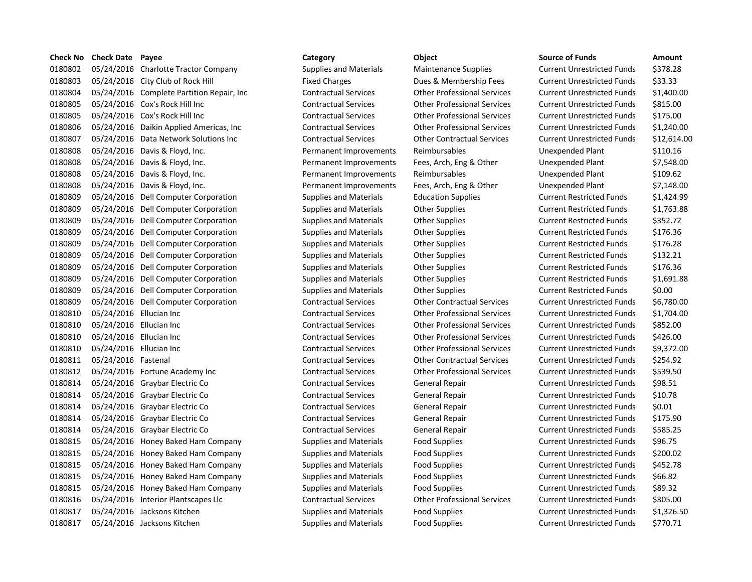| Check No | Check Date | Payee | Category | Object | Source of Funds | Amount |
|---|---|---|---|---|---|---|
| 0180802 | 05/24/2016 | Charlotte Tractor Company | Supplies and Materials | Maintenance Supplies | Current Unrestricted Funds | $378.28 |
| 0180803 | 05/24/2016 | City Club of Rock Hill | Fixed Charges | Dues & Membership Fees | Current Unrestricted Funds | $33.33 |
| 0180804 | 05/24/2016 | Complete Partition Repair, Inc | Contractual Services | Other Professional Services | Current Unrestricted Funds | $1,400.00 |
| 0180805 | 05/24/2016 | Cox's Rock Hill Inc | Contractual Services | Other Professional Services | Current Unrestricted Funds | $815.00 |
| 0180805 | 05/24/2016 | Cox's Rock Hill Inc | Contractual Services | Other Professional Services | Current Unrestricted Funds | $175.00 |
| 0180806 | 05/24/2016 | Daikin Applied Americas, Inc | Contractual Services | Other Professional Services | Current Unrestricted Funds | $1,240.00 |
| 0180807 | 05/24/2016 | Data Network Solutions Inc | Contractual Services | Other Contractual Services | Current Unrestricted Funds | $12,614.00 |
| 0180808 | 05/24/2016 | Davis & Floyd, Inc. | Permanent Improvements | Reimbursables | Unexpended Plant | $110.16 |
| 0180808 | 05/24/2016 | Davis & Floyd, Inc. | Permanent Improvements | Fees, Arch, Eng & Other | Unexpended Plant | $7,548.00 |
| 0180808 | 05/24/2016 | Davis & Floyd, Inc. | Permanent Improvements | Reimbursables | Unexpended Plant | $109.62 |
| 0180808 | 05/24/2016 | Davis & Floyd, Inc. | Permanent Improvements | Fees, Arch, Eng & Other | Unexpended Plant | $7,148.00 |
| 0180809 | 05/24/2016 | Dell Computer Corporation | Supplies and Materials | Education Supplies | Current Restricted Funds | $1,424.99 |
| 0180809 | 05/24/2016 | Dell Computer Corporation | Supplies and Materials | Other Supplies | Current Restricted Funds | $1,763.88 |
| 0180809 | 05/24/2016 | Dell Computer Corporation | Supplies and Materials | Other Supplies | Current Restricted Funds | $352.72 |
| 0180809 | 05/24/2016 | Dell Computer Corporation | Supplies and Materials | Other Supplies | Current Restricted Funds | $176.36 |
| 0180809 | 05/24/2016 | Dell Computer Corporation | Supplies and Materials | Other Supplies | Current Restricted Funds | $176.28 |
| 0180809 | 05/24/2016 | Dell Computer Corporation | Supplies and Materials | Other Supplies | Current Restricted Funds | $132.21 |
| 0180809 | 05/24/2016 | Dell Computer Corporation | Supplies and Materials | Other Supplies | Current Restricted Funds | $176.36 |
| 0180809 | 05/24/2016 | Dell Computer Corporation | Supplies and Materials | Other Supplies | Current Restricted Funds | $1,691.88 |
| 0180809 | 05/24/2016 | Dell Computer Corporation | Supplies and Materials | Other Supplies | Current Restricted Funds | $0.00 |
| 0180809 | 05/24/2016 | Dell Computer Corporation | Contractual Services | Other Contractual Services | Current Unrestricted Funds | $6,780.00 |
| 0180810 | 05/24/2016 | Ellucian Inc | Contractual Services | Other Professional Services | Current Unrestricted Funds | $1,704.00 |
| 0180810 | 05/24/2016 | Ellucian Inc | Contractual Services | Other Professional Services | Current Unrestricted Funds | $852.00 |
| 0180810 | 05/24/2016 | Ellucian Inc | Contractual Services | Other Professional Services | Current Unrestricted Funds | $426.00 |
| 0180810 | 05/24/2016 | Ellucian Inc | Contractual Services | Other Professional Services | Current Unrestricted Funds | $9,372.00 |
| 0180811 | 05/24/2016 | Fastenal | Contractual Services | Other Contractual Services | Current Unrestricted Funds | $254.92 |
| 0180812 | 05/24/2016 | Fortune Academy Inc | Contractual Services | Other Professional Services | Current Unrestricted Funds | $539.50 |
| 0180814 | 05/24/2016 | Graybar Electric Co | Contractual Services | General Repair | Current Unrestricted Funds | $98.51 |
| 0180814 | 05/24/2016 | Graybar Electric Co | Contractual Services | General Repair | Current Unrestricted Funds | $10.78 |
| 0180814 | 05/24/2016 | Graybar Electric Co | Contractual Services | General Repair | Current Unrestricted Funds | $0.01 |
| 0180814 | 05/24/2016 | Graybar Electric Co | Contractual Services | General Repair | Current Unrestricted Funds | $175.90 |
| 0180814 | 05/24/2016 | Graybar Electric Co | Contractual Services | General Repair | Current Unrestricted Funds | $585.25 |
| 0180815 | 05/24/2016 | Honey Baked Ham Company | Supplies and Materials | Food Supplies | Current Unrestricted Funds | $96.75 |
| 0180815 | 05/24/2016 | Honey Baked Ham Company | Supplies and Materials | Food Supplies | Current Unrestricted Funds | $200.02 |
| 0180815 | 05/24/2016 | Honey Baked Ham Company | Supplies and Materials | Food Supplies | Current Unrestricted Funds | $452.78 |
| 0180815 | 05/24/2016 | Honey Baked Ham Company | Supplies and Materials | Food Supplies | Current Unrestricted Funds | $66.82 |
| 0180815 | 05/24/2016 | Honey Baked Ham Company | Supplies and Materials | Food Supplies | Current Unrestricted Funds | $89.32 |
| 0180816 | 05/24/2016 | Interior Plantscapes Llc | Contractual Services | Other Professional Services | Current Unrestricted Funds | $305.00 |
| 0180817 | 05/24/2016 | Jacksons Kitchen | Supplies and Materials | Food Supplies | Current Unrestricted Funds | $1,326.50 |
| 0180817 | 05/24/2016 | Jacksons Kitchen | Supplies and Materials | Food Supplies | Current Unrestricted Funds | $770.71 |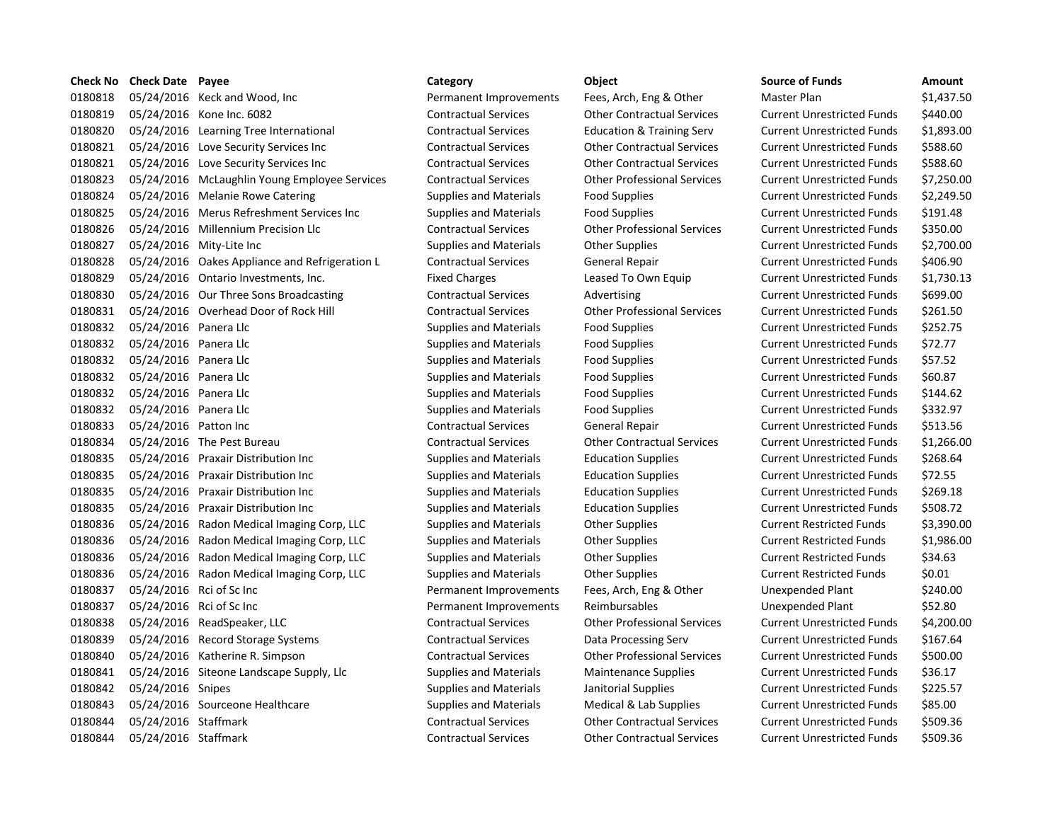| Check No | Check Date | Payee | Category | Object | Source of Funds | Amount |
| --- | --- | --- | --- | --- | --- | --- |
| 0180818 | 05/24/2016 | Keck and Wood, Inc | Permanent Improvements | Fees, Arch, Eng & Other | Master Plan | $1,437.50 |
| 0180819 | 05/24/2016 | Kone Inc. 6082 | Contractual Services | Other Contractual Services | Current Unrestricted Funds | $440.00 |
| 0180820 | 05/24/2016 | Learning Tree International | Contractual Services | Education & Training Serv | Current Unrestricted Funds | $1,893.00 |
| 0180821 | 05/24/2016 | Love Security Services Inc | Contractual Services | Other Contractual Services | Current Unrestricted Funds | $588.60 |
| 0180821 | 05/24/2016 | Love Security Services Inc | Contractual Services | Other Contractual Services | Current Unrestricted Funds | $588.60 |
| 0180823 | 05/24/2016 | McLaughlin Young Employee Services | Contractual Services | Other Professional Services | Current Unrestricted Funds | $7,250.00 |
| 0180824 | 05/24/2016 | Melanie Rowe Catering | Supplies and Materials | Food Supplies | Current Unrestricted Funds | $2,249.50 |
| 0180825 | 05/24/2016 | Merus Refreshment Services Inc | Supplies and Materials | Food Supplies | Current Unrestricted Funds | $191.48 |
| 0180826 | 05/24/2016 | Millennium Precision Llc | Contractual Services | Other Professional Services | Current Unrestricted Funds | $350.00 |
| 0180827 | 05/24/2016 | Mity-Lite Inc | Supplies and Materials | Other Supplies | Current Unrestricted Funds | $2,700.00 |
| 0180828 | 05/24/2016 | Oakes Appliance and Refrigeration L | Contractual Services | General Repair | Current Unrestricted Funds | $406.90 |
| 0180829 | 05/24/2016 | Ontario Investments, Inc. | Fixed Charges | Leased To Own Equip | Current Unrestricted Funds | $1,730.13 |
| 0180830 | 05/24/2016 | Our Three Sons Broadcasting | Contractual Services | Advertising | Current Unrestricted Funds | $699.00 |
| 0180831 | 05/24/2016 | Overhead Door of Rock Hill | Contractual Services | Other Professional Services | Current Unrestricted Funds | $261.50 |
| 0180832 | 05/24/2016 | Panera Llc | Supplies and Materials | Food Supplies | Current Unrestricted Funds | $252.75 |
| 0180832 | 05/24/2016 | Panera Llc | Supplies and Materials | Food Supplies | Current Unrestricted Funds | $72.77 |
| 0180832 | 05/24/2016 | Panera Llc | Supplies and Materials | Food Supplies | Current Unrestricted Funds | $57.52 |
| 0180832 | 05/24/2016 | Panera Llc | Supplies and Materials | Food Supplies | Current Unrestricted Funds | $60.87 |
| 0180832 | 05/24/2016 | Panera Llc | Supplies and Materials | Food Supplies | Current Unrestricted Funds | $144.62 |
| 0180832 | 05/24/2016 | Panera Llc | Supplies and Materials | Food Supplies | Current Unrestricted Funds | $332.97 |
| 0180833 | 05/24/2016 | Patton Inc | Contractual Services | General Repair | Current Unrestricted Funds | $513.56 |
| 0180834 | 05/24/2016 | The Pest Bureau | Contractual Services | Other Contractual Services | Current Unrestricted Funds | $1,266.00 |
| 0180835 | 05/24/2016 | Praxair Distribution Inc | Supplies and Materials | Education Supplies | Current Unrestricted Funds | $268.64 |
| 0180835 | 05/24/2016 | Praxair Distribution Inc | Supplies and Materials | Education Supplies | Current Unrestricted Funds | $72.55 |
| 0180835 | 05/24/2016 | Praxair Distribution Inc | Supplies and Materials | Education Supplies | Current Unrestricted Funds | $269.18 |
| 0180835 | 05/24/2016 | Praxair Distribution Inc | Supplies and Materials | Education Supplies | Current Unrestricted Funds | $508.72 |
| 0180836 | 05/24/2016 | Radon Medical Imaging Corp, LLC | Supplies and Materials | Other Supplies | Current Restricted Funds | $3,390.00 |
| 0180836 | 05/24/2016 | Radon Medical Imaging Corp, LLC | Supplies and Materials | Other Supplies | Current Restricted Funds | $1,986.00 |
| 0180836 | 05/24/2016 | Radon Medical Imaging Corp, LLC | Supplies and Materials | Other Supplies | Current Restricted Funds | $34.63 |
| 0180836 | 05/24/2016 | Radon Medical Imaging Corp, LLC | Supplies and Materials | Other Supplies | Current Restricted Funds | $0.01 |
| 0180837 | 05/24/2016 | Rci of Sc Inc | Permanent Improvements | Fees, Arch, Eng & Other | Unexpended Plant | $240.00 |
| 0180837 | 05/24/2016 | Rci of Sc Inc | Permanent Improvements | Reimbursables | Unexpended Plant | $52.80 |
| 0180838 | 05/24/2016 | ReadSpeaker, LLC | Contractual Services | Other Professional Services | Current Unrestricted Funds | $4,200.00 |
| 0180839 | 05/24/2016 | Record Storage Systems | Contractual Services | Data Processing Serv | Current Unrestricted Funds | $167.64 |
| 0180840 | 05/24/2016 | Katherine R. Simpson | Contractual Services | Other Professional Services | Current Unrestricted Funds | $500.00 |
| 0180841 | 05/24/2016 | Siteone Landscape Supply, Llc | Supplies and Materials | Maintenance Supplies | Current Unrestricted Funds | $36.17 |
| 0180842 | 05/24/2016 | Snipes | Supplies and Materials | Janitorial Supplies | Current Unrestricted Funds | $225.57 |
| 0180843 | 05/24/2016 | Sourceone Healthcare | Supplies and Materials | Medical & Lab Supplies | Current Unrestricted Funds | $85.00 |
| 0180844 | 05/24/2016 | Staffmark | Contractual Services | Other Contractual Services | Current Unrestricted Funds | $509.36 |
| 0180844 | 05/24/2016 | Staffmark | Contractual Services | Other Contractual Services | Current Unrestricted Funds | $509.36 |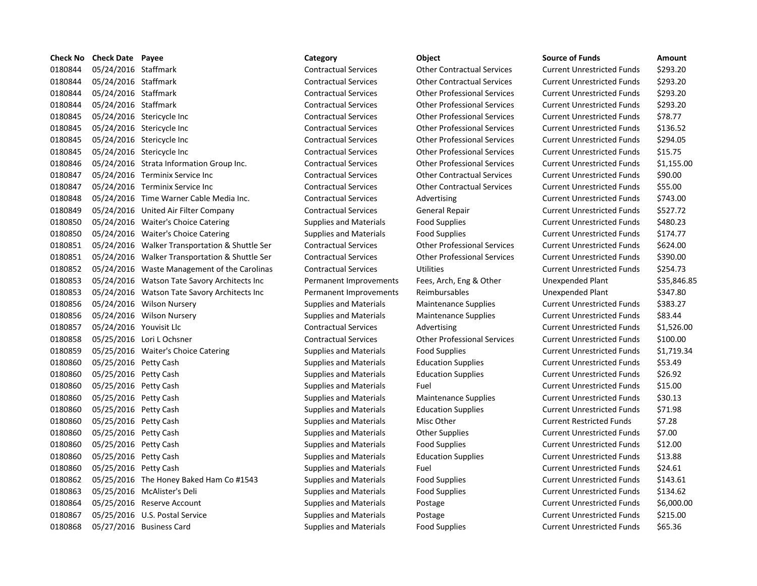| Check No | Check Date | Payee | Category | Object | Source of Funds | Amount |
|---|---|---|---|---|---|---|
| 0180844 | 05/24/2016 | Staffmark | Contractual Services | Other Contractual Services | Current Unrestricted Funds | $293.20 |
| 0180844 | 05/24/2016 | Staffmark | Contractual Services | Other Contractual Services | Current Unrestricted Funds | $293.20 |
| 0180844 | 05/24/2016 | Staffmark | Contractual Services | Other Professional Services | Current Unrestricted Funds | $293.20 |
| 0180844 | 05/24/2016 | Staffmark | Contractual Services | Other Professional Services | Current Unrestricted Funds | $293.20 |
| 0180845 | 05/24/2016 | Stericycle Inc | Contractual Services | Other Professional Services | Current Unrestricted Funds | $78.77 |
| 0180845 | 05/24/2016 | Stericycle Inc | Contractual Services | Other Professional Services | Current Unrestricted Funds | $136.52 |
| 0180845 | 05/24/2016 | Stericycle Inc | Contractual Services | Other Professional Services | Current Unrestricted Funds | $294.05 |
| 0180845 | 05/24/2016 | Stericycle Inc | Contractual Services | Other Professional Services | Current Unrestricted Funds | $15.75 |
| 0180846 | 05/24/2016 | Strata Information Group Inc. | Contractual Services | Other Professional Services | Current Unrestricted Funds | $1,155.00 |
| 0180847 | 05/24/2016 | Terminix Service Inc | Contractual Services | Other Contractual Services | Current Unrestricted Funds | $90.00 |
| 0180847 | 05/24/2016 | Terminix Service Inc | Contractual Services | Other Contractual Services | Current Unrestricted Funds | $55.00 |
| 0180848 | 05/24/2016 | Time Warner Cable Media Inc. | Contractual Services | Advertising | Current Unrestricted Funds | $743.00 |
| 0180849 | 05/24/2016 | United Air Filter Company | Contractual Services | General Repair | Current Unrestricted Funds | $527.72 |
| 0180850 | 05/24/2016 | Waiter's Choice Catering | Supplies and Materials | Food Supplies | Current Unrestricted Funds | $480.23 |
| 0180850 | 05/24/2016 | Waiter's Choice Catering | Supplies and Materials | Food Supplies | Current Unrestricted Funds | $174.77 |
| 0180851 | 05/24/2016 | Walker Transportation & Shuttle Ser | Contractual Services | Other Professional Services | Current Unrestricted Funds | $624.00 |
| 0180851 | 05/24/2016 | Walker Transportation & Shuttle Ser | Contractual Services | Other Professional Services | Current Unrestricted Funds | $390.00 |
| 0180852 | 05/24/2016 | Waste Management of the Carolinas | Contractual Services | Utilities | Current Unrestricted Funds | $254.73 |
| 0180853 | 05/24/2016 | Watson Tate Savory Architects Inc | Permanent Improvements | Fees, Arch, Eng & Other | Unexpended Plant | $35,846.85 |
| 0180853 | 05/24/2016 | Watson Tate Savory Architects Inc | Permanent Improvements | Reimbursables | Unexpended Plant | $347.80 |
| 0180856 | 05/24/2016 | Wilson Nursery | Supplies and Materials | Maintenance Supplies | Current Unrestricted Funds | $383.27 |
| 0180856 | 05/24/2016 | Wilson Nursery | Supplies and Materials | Maintenance Supplies | Current Unrestricted Funds | $83.44 |
| 0180857 | 05/24/2016 | Youvisit Llc | Contractual Services | Advertising | Current Unrestricted Funds | $1,526.00 |
| 0180858 | 05/25/2016 | Lori L Ochsner | Contractual Services | Other Professional Services | Current Unrestricted Funds | $100.00 |
| 0180859 | 05/25/2016 | Waiter's Choice Catering | Supplies and Materials | Food Supplies | Current Unrestricted Funds | $1,719.34 |
| 0180860 | 05/25/2016 | Petty Cash | Supplies and Materials | Education Supplies | Current Unrestricted Funds | $53.49 |
| 0180860 | 05/25/2016 | Petty Cash | Supplies and Materials | Education Supplies | Current Unrestricted Funds | $26.92 |
| 0180860 | 05/25/2016 | Petty Cash | Supplies and Materials | Fuel | Current Unrestricted Funds | $15.00 |
| 0180860 | 05/25/2016 | Petty Cash | Supplies and Materials | Maintenance Supplies | Current Unrestricted Funds | $30.13 |
| 0180860 | 05/25/2016 | Petty Cash | Supplies and Materials | Education Supplies | Current Unrestricted Funds | $71.98 |
| 0180860 | 05/25/2016 | Petty Cash | Supplies and Materials | Misc Other | Current Restricted Funds | $7.28 |
| 0180860 | 05/25/2016 | Petty Cash | Supplies and Materials | Other Supplies | Current Unrestricted Funds | $7.00 |
| 0180860 | 05/25/2016 | Petty Cash | Supplies and Materials | Food Supplies | Current Unrestricted Funds | $12.00 |
| 0180860 | 05/25/2016 | Petty Cash | Supplies and Materials | Education Supplies | Current Unrestricted Funds | $13.88 |
| 0180860 | 05/25/2016 | Petty Cash | Supplies and Materials | Fuel | Current Unrestricted Funds | $24.61 |
| 0180862 | 05/25/2016 | The Honey Baked Ham Co #1543 | Supplies and Materials | Food Supplies | Current Unrestricted Funds | $143.61 |
| 0180863 | 05/25/2016 | McAlister's Deli | Supplies and Materials | Food Supplies | Current Unrestricted Funds | $134.62 |
| 0180864 | 05/25/2016 | Reserve Account | Supplies and Materials | Postage | Current Unrestricted Funds | $6,000.00 |
| 0180867 | 05/25/2016 | U.S. Postal Service | Supplies and Materials | Postage | Current Unrestricted Funds | $215.00 |
| 0180868 | 05/27/2016 | Business Card | Supplies and Materials | Food Supplies | Current Unrestricted Funds | $65.36 |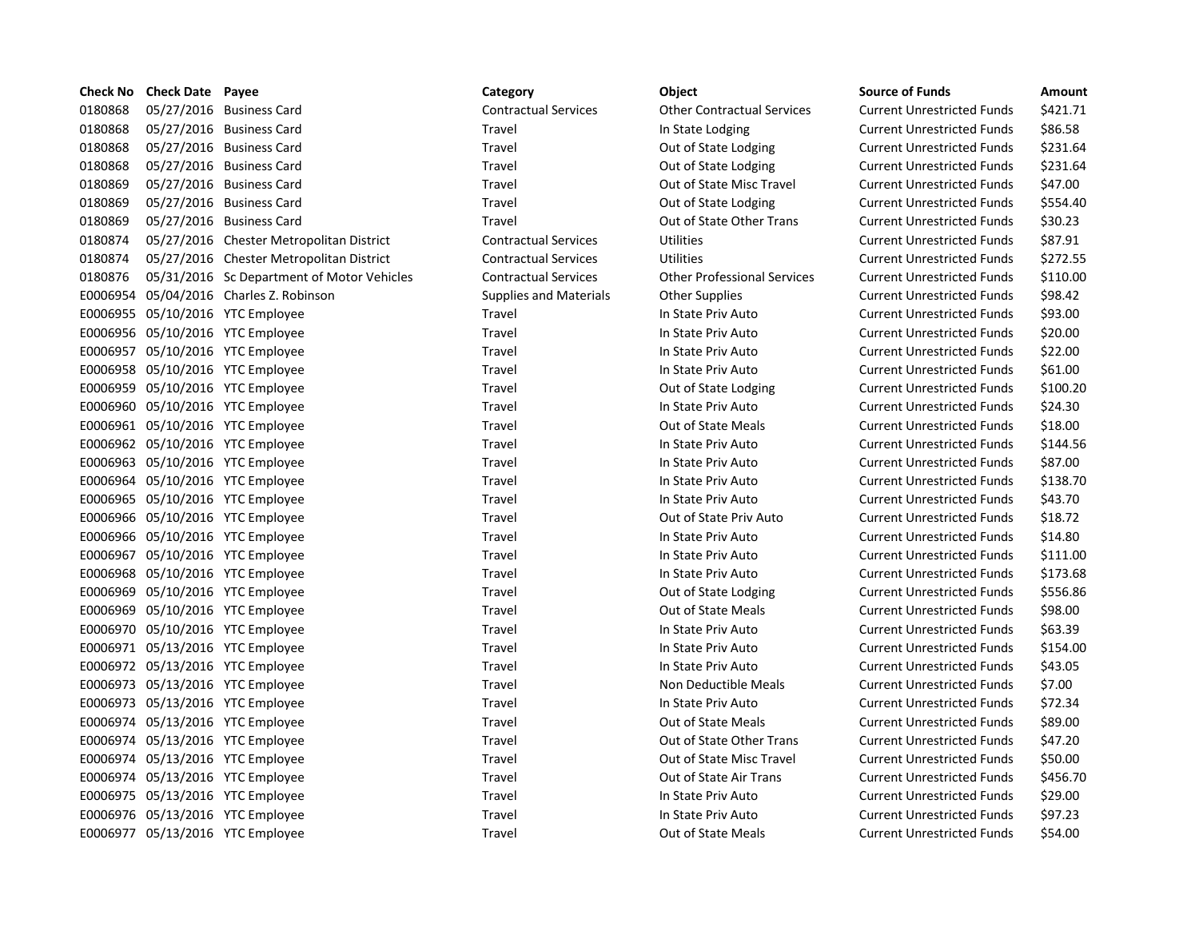| Check No | Check Date | Payee | Category | Object | Source of Funds | Amount |
| --- | --- | --- | --- | --- | --- | --- |
| 0180868 | 05/27/2016 | Business Card | Contractual Services | Other Contractual Services | Current Unrestricted Funds | $421.71 |
| 0180868 | 05/27/2016 | Business Card | Travel | In State Lodging | Current Unrestricted Funds | $86.58 |
| 0180868 | 05/27/2016 | Business Card | Travel | Out of State Lodging | Current Unrestricted Funds | $231.64 |
| 0180868 | 05/27/2016 | Business Card | Travel | Out of State Lodging | Current Unrestricted Funds | $231.64 |
| 0180869 | 05/27/2016 | Business Card | Travel | Out of State Misc Travel | Current Unrestricted Funds | $47.00 |
| 0180869 | 05/27/2016 | Business Card | Travel | Out of State Lodging | Current Unrestricted Funds | $554.40 |
| 0180869 | 05/27/2016 | Business Card | Travel | Out of State Other Trans | Current Unrestricted Funds | $30.23 |
| 0180874 | 05/27/2016 | Chester Metropolitan District | Contractual Services | Utilities | Current Unrestricted Funds | $87.91 |
| 0180874 | 05/27/2016 | Chester Metropolitan District | Contractual Services | Utilities | Current Unrestricted Funds | $272.55 |
| 0180876 | 05/31/2016 | Sc Department of Motor Vehicles | Contractual Services | Other Professional Services | Current Unrestricted Funds | $110.00 |
| E0006954 | 05/04/2016 | Charles Z. Robinson | Supplies and Materials | Other Supplies | Current Unrestricted Funds | $98.42 |
| E0006955 | 05/10/2016 | YTC Employee | Travel | In State Priv Auto | Current Unrestricted Funds | $93.00 |
| E0006956 | 05/10/2016 | YTC Employee | Travel | In State Priv Auto | Current Unrestricted Funds | $20.00 |
| E0006957 | 05/10/2016 | YTC Employee | Travel | In State Priv Auto | Current Unrestricted Funds | $22.00 |
| E0006958 | 05/10/2016 | YTC Employee | Travel | In State Priv Auto | Current Unrestricted Funds | $61.00 |
| E0006959 | 05/10/2016 | YTC Employee | Travel | Out of State Lodging | Current Unrestricted Funds | $100.20 |
| E0006960 | 05/10/2016 | YTC Employee | Travel | In State Priv Auto | Current Unrestricted Funds | $24.30 |
| E0006961 | 05/10/2016 | YTC Employee | Travel | Out of State Meals | Current Unrestricted Funds | $18.00 |
| E0006962 | 05/10/2016 | YTC Employee | Travel | In State Priv Auto | Current Unrestricted Funds | $144.56 |
| E0006963 | 05/10/2016 | YTC Employee | Travel | In State Priv Auto | Current Unrestricted Funds | $87.00 |
| E0006964 | 05/10/2016 | YTC Employee | Travel | In State Priv Auto | Current Unrestricted Funds | $138.70 |
| E0006965 | 05/10/2016 | YTC Employee | Travel | In State Priv Auto | Current Unrestricted Funds | $43.70 |
| E0006966 | 05/10/2016 | YTC Employee | Travel | Out of State Priv Auto | Current Unrestricted Funds | $18.72 |
| E0006966 | 05/10/2016 | YTC Employee | Travel | In State Priv Auto | Current Unrestricted Funds | $14.80 |
| E0006967 | 05/10/2016 | YTC Employee | Travel | In State Priv Auto | Current Unrestricted Funds | $111.00 |
| E0006968 | 05/10/2016 | YTC Employee | Travel | In State Priv Auto | Current Unrestricted Funds | $173.68 |
| E0006969 | 05/10/2016 | YTC Employee | Travel | Out of State Lodging | Current Unrestricted Funds | $556.86 |
| E0006969 | 05/10/2016 | YTC Employee | Travel | Out of State Meals | Current Unrestricted Funds | $98.00 |
| E0006970 | 05/10/2016 | YTC Employee | Travel | In State Priv Auto | Current Unrestricted Funds | $63.39 |
| E0006971 | 05/13/2016 | YTC Employee | Travel | In State Priv Auto | Current Unrestricted Funds | $154.00 |
| E0006972 | 05/13/2016 | YTC Employee | Travel | In State Priv Auto | Current Unrestricted Funds | $43.05 |
| E0006973 | 05/13/2016 | YTC Employee | Travel | Non Deductible Meals | Current Unrestricted Funds | $7.00 |
| E0006973 | 05/13/2016 | YTC Employee | Travel | In State Priv Auto | Current Unrestricted Funds | $72.34 |
| E0006974 | 05/13/2016 | YTC Employee | Travel | Out of State Meals | Current Unrestricted Funds | $89.00 |
| E0006974 | 05/13/2016 | YTC Employee | Travel | Out of State Other Trans | Current Unrestricted Funds | $47.20 |
| E0006974 | 05/13/2016 | YTC Employee | Travel | Out of State Misc Travel | Current Unrestricted Funds | $50.00 |
| E0006974 | 05/13/2016 | YTC Employee | Travel | Out of State Air Trans | Current Unrestricted Funds | $456.70 |
| E0006975 | 05/13/2016 | YTC Employee | Travel | In State Priv Auto | Current Unrestricted Funds | $29.00 |
| E0006976 | 05/13/2016 | YTC Employee | Travel | In State Priv Auto | Current Unrestricted Funds | $97.23 |
| E0006977 | 05/13/2016 | YTC Employee | Travel | Out of State Meals | Current Unrestricted Funds | $54.00 |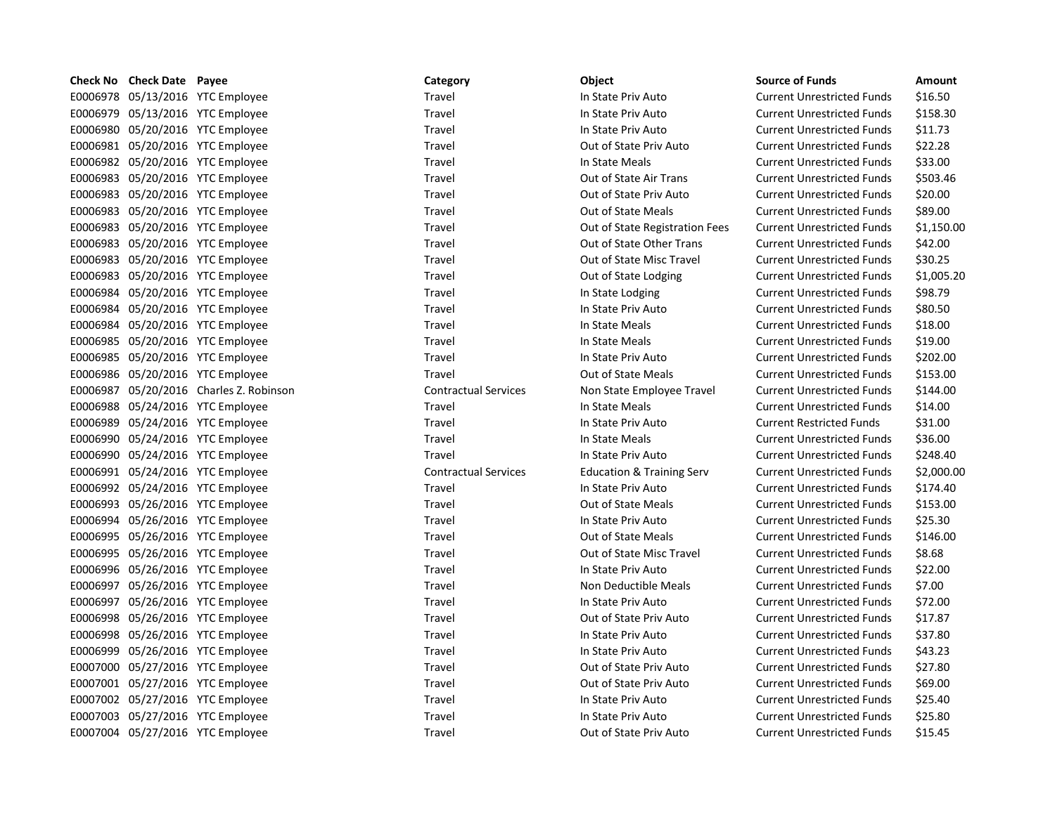| Check No | Check Date | Payee | Category | Object | Source of Funds | Amount |
| --- | --- | --- | --- | --- | --- | --- |
| E0006978 | 05/13/2016 | YTC Employee | Travel | In State Priv Auto | Current Unrestricted Funds | $16.50 |
| E0006979 | 05/13/2016 | YTC Employee | Travel | In State Priv Auto | Current Unrestricted Funds | $158.30 |
| E0006980 | 05/20/2016 | YTC Employee | Travel | In State Priv Auto | Current Unrestricted Funds | $11.73 |
| E0006981 | 05/20/2016 | YTC Employee | Travel | Out of State Priv Auto | Current Unrestricted Funds | $22.28 |
| E0006982 | 05/20/2016 | YTC Employee | Travel | In State Meals | Current Unrestricted Funds | $33.00 |
| E0006983 | 05/20/2016 | YTC Employee | Travel | Out of State Air Trans | Current Unrestricted Funds | $503.46 |
| E0006983 | 05/20/2016 | YTC Employee | Travel | Out of State Priv Auto | Current Unrestricted Funds | $20.00 |
| E0006983 | 05/20/2016 | YTC Employee | Travel | Out of State Meals | Current Unrestricted Funds | $89.00 |
| E0006983 | 05/20/2016 | YTC Employee | Travel | Out of State Registration Fees | Current Unrestricted Funds | $1,150.00 |
| E0006983 | 05/20/2016 | YTC Employee | Travel | Out of State Other Trans | Current Unrestricted Funds | $42.00 |
| E0006983 | 05/20/2016 | YTC Employee | Travel | Out of State Misc Travel | Current Unrestricted Funds | $30.25 |
| E0006983 | 05/20/2016 | YTC Employee | Travel | Out of State Lodging | Current Unrestricted Funds | $1,005.20 |
| E0006984 | 05/20/2016 | YTC Employee | Travel | In State Lodging | Current Unrestricted Funds | $98.79 |
| E0006984 | 05/20/2016 | YTC Employee | Travel | In State Priv Auto | Current Unrestricted Funds | $80.50 |
| E0006984 | 05/20/2016 | YTC Employee | Travel | In State Meals | Current Unrestricted Funds | $18.00 |
| E0006985 | 05/20/2016 | YTC Employee | Travel | In State Meals | Current Unrestricted Funds | $19.00 |
| E0006985 | 05/20/2016 | YTC Employee | Travel | In State Priv Auto | Current Unrestricted Funds | $202.00 |
| E0006986 | 05/20/2016 | YTC Employee | Travel | Out of State Meals | Current Unrestricted Funds | $153.00 |
| E0006987 | 05/20/2016 | Charles Z. Robinson | Contractual Services | Non State Employee Travel | Current Unrestricted Funds | $144.00 |
| E0006988 | 05/24/2016 | YTC Employee | Travel | In State Meals | Current Unrestricted Funds | $14.00 |
| E0006989 | 05/24/2016 | YTC Employee | Travel | In State Priv Auto | Current Restricted Funds | $31.00 |
| E0006990 | 05/24/2016 | YTC Employee | Travel | In State Meals | Current Unrestricted Funds | $36.00 |
| E0006990 | 05/24/2016 | YTC Employee | Travel | In State Priv Auto | Current Unrestricted Funds | $248.40 |
| E0006991 | 05/24/2016 | YTC Employee | Contractual Services | Education & Training Serv | Current Unrestricted Funds | $2,000.00 |
| E0006992 | 05/24/2016 | YTC Employee | Travel | In State Priv Auto | Current Unrestricted Funds | $174.40 |
| E0006993 | 05/26/2016 | YTC Employee | Travel | Out of State Meals | Current Unrestricted Funds | $153.00 |
| E0006994 | 05/26/2016 | YTC Employee | Travel | In State Priv Auto | Current Unrestricted Funds | $25.30 |
| E0006995 | 05/26/2016 | YTC Employee | Travel | Out of State Meals | Current Unrestricted Funds | $146.00 |
| E0006995 | 05/26/2016 | YTC Employee | Travel | Out of State Misc Travel | Current Unrestricted Funds | $8.68 |
| E0006996 | 05/26/2016 | YTC Employee | Travel | In State Priv Auto | Current Unrestricted Funds | $22.00 |
| E0006997 | 05/26/2016 | YTC Employee | Travel | Non Deductible Meals | Current Unrestricted Funds | $7.00 |
| E0006997 | 05/26/2016 | YTC Employee | Travel | In State Priv Auto | Current Unrestricted Funds | $72.00 |
| E0006998 | 05/26/2016 | YTC Employee | Travel | Out of State Priv Auto | Current Unrestricted Funds | $17.87 |
| E0006998 | 05/26/2016 | YTC Employee | Travel | In State Priv Auto | Current Unrestricted Funds | $37.80 |
| E0006999 | 05/26/2016 | YTC Employee | Travel | In State Priv Auto | Current Unrestricted Funds | $43.23 |
| E0007000 | 05/27/2016 | YTC Employee | Travel | Out of State Priv Auto | Current Unrestricted Funds | $27.80 |
| E0007001 | 05/27/2016 | YTC Employee | Travel | Out of State Priv Auto | Current Unrestricted Funds | $69.00 |
| E0007002 | 05/27/2016 | YTC Employee | Travel | In State Priv Auto | Current Unrestricted Funds | $25.40 |
| E0007003 | 05/27/2016 | YTC Employee | Travel | In State Priv Auto | Current Unrestricted Funds | $25.80 |
| E0007004 | 05/27/2016 | YTC Employee | Travel | Out of State Priv Auto | Current Unrestricted Funds | $15.45 |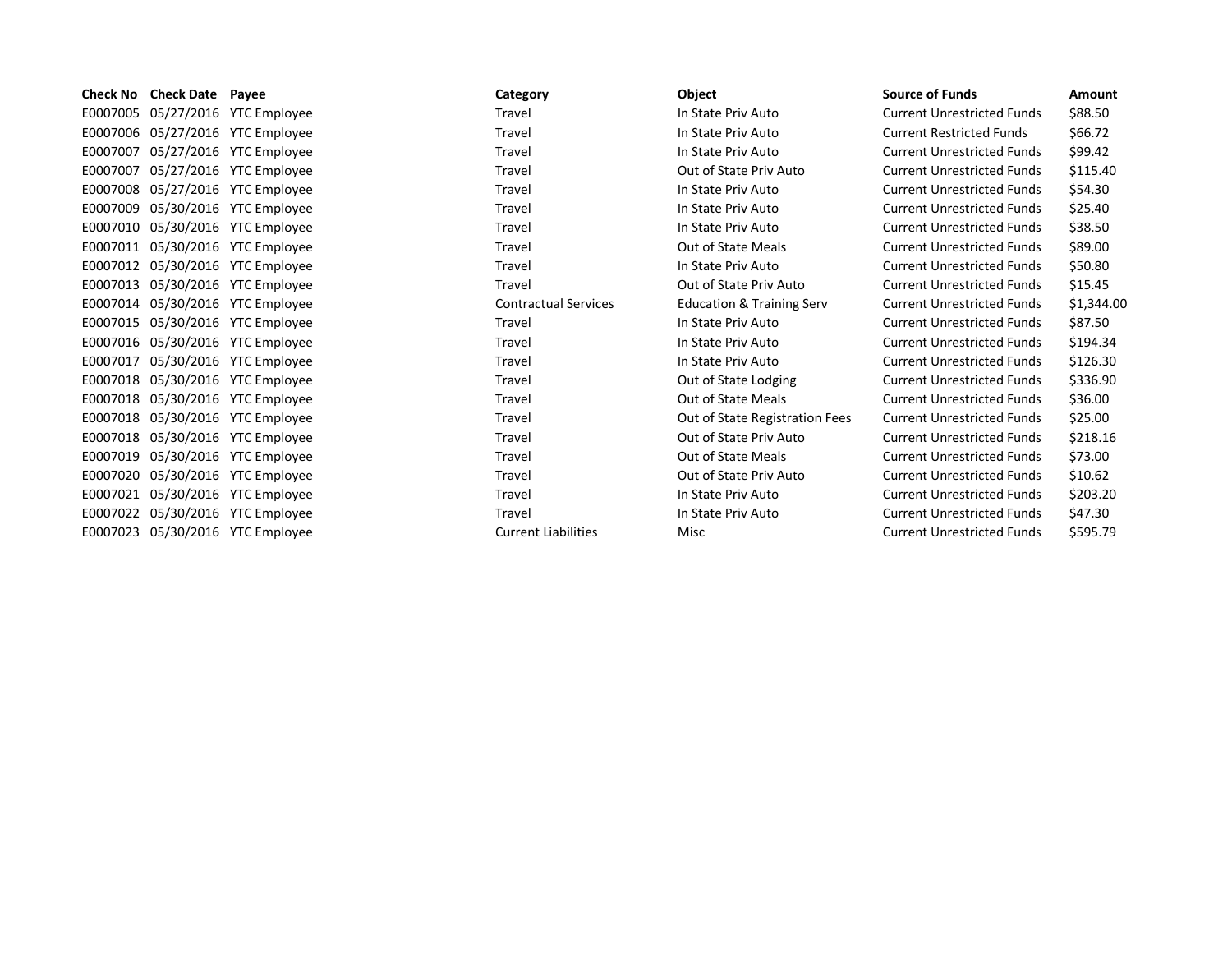| Check No | Check Date | Payee | Category | Object | Source of Funds | Amount |
| --- | --- | --- | --- | --- | --- | --- |
| E0007005 | 05/27/2016 | YTC Employee | Travel | In State Priv Auto | Current Unrestricted Funds | $88.50 |
| E0007006 | 05/27/2016 | YTC Employee | Travel | In State Priv Auto | Current Restricted Funds | $66.72 |
| E0007007 | 05/27/2016 | YTC Employee | Travel | In State Priv Auto | Current Unrestricted Funds | $99.42 |
| E0007007 | 05/27/2016 | YTC Employee | Travel | Out of State Priv Auto | Current Unrestricted Funds | $115.40 |
| E0007008 | 05/27/2016 | YTC Employee | Travel | In State Priv Auto | Current Unrestricted Funds | $54.30 |
| E0007009 | 05/30/2016 | YTC Employee | Travel | In State Priv Auto | Current Unrestricted Funds | $25.40 |
| E0007010 | 05/30/2016 | YTC Employee | Travel | In State Priv Auto | Current Unrestricted Funds | $38.50 |
| E0007011 | 05/30/2016 | YTC Employee | Travel | Out of State Meals | Current Unrestricted Funds | $89.00 |
| E0007012 | 05/30/2016 | YTC Employee | Travel | In State Priv Auto | Current Unrestricted Funds | $50.80 |
| E0007013 | 05/30/2016 | YTC Employee | Travel | Out of State Priv Auto | Current Unrestricted Funds | $15.45 |
| E0007014 | 05/30/2016 | YTC Employee | Contractual Services | Education & Training Serv | Current Unrestricted Funds | $1,344.00 |
| E0007015 | 05/30/2016 | YTC Employee | Travel | In State Priv Auto | Current Unrestricted Funds | $87.50 |
| E0007016 | 05/30/2016 | YTC Employee | Travel | In State Priv Auto | Current Unrestricted Funds | $194.34 |
| E0007017 | 05/30/2016 | YTC Employee | Travel | In State Priv Auto | Current Unrestricted Funds | $126.30 |
| E0007018 | 05/30/2016 | YTC Employee | Travel | Out of State Lodging | Current Unrestricted Funds | $336.90 |
| E0007018 | 05/30/2016 | YTC Employee | Travel | Out of State Meals | Current Unrestricted Funds | $36.00 |
| E0007018 | 05/30/2016 | YTC Employee | Travel | Out of State Registration Fees | Current Unrestricted Funds | $25.00 |
| E0007018 | 05/30/2016 | YTC Employee | Travel | Out of State Priv Auto | Current Unrestricted Funds | $218.16 |
| E0007019 | 05/30/2016 | YTC Employee | Travel | Out of State Meals | Current Unrestricted Funds | $73.00 |
| E0007020 | 05/30/2016 | YTC Employee | Travel | Out of State Priv Auto | Current Unrestricted Funds | $10.62 |
| E0007021 | 05/30/2016 | YTC Employee | Travel | In State Priv Auto | Current Unrestricted Funds | $203.20 |
| E0007022 | 05/30/2016 | YTC Employee | Travel | In State Priv Auto | Current Unrestricted Funds | $47.30 |
| E0007023 | 05/30/2016 | YTC Employee | Current Liabilities | Misc | Current Unrestricted Funds | $595.79 |